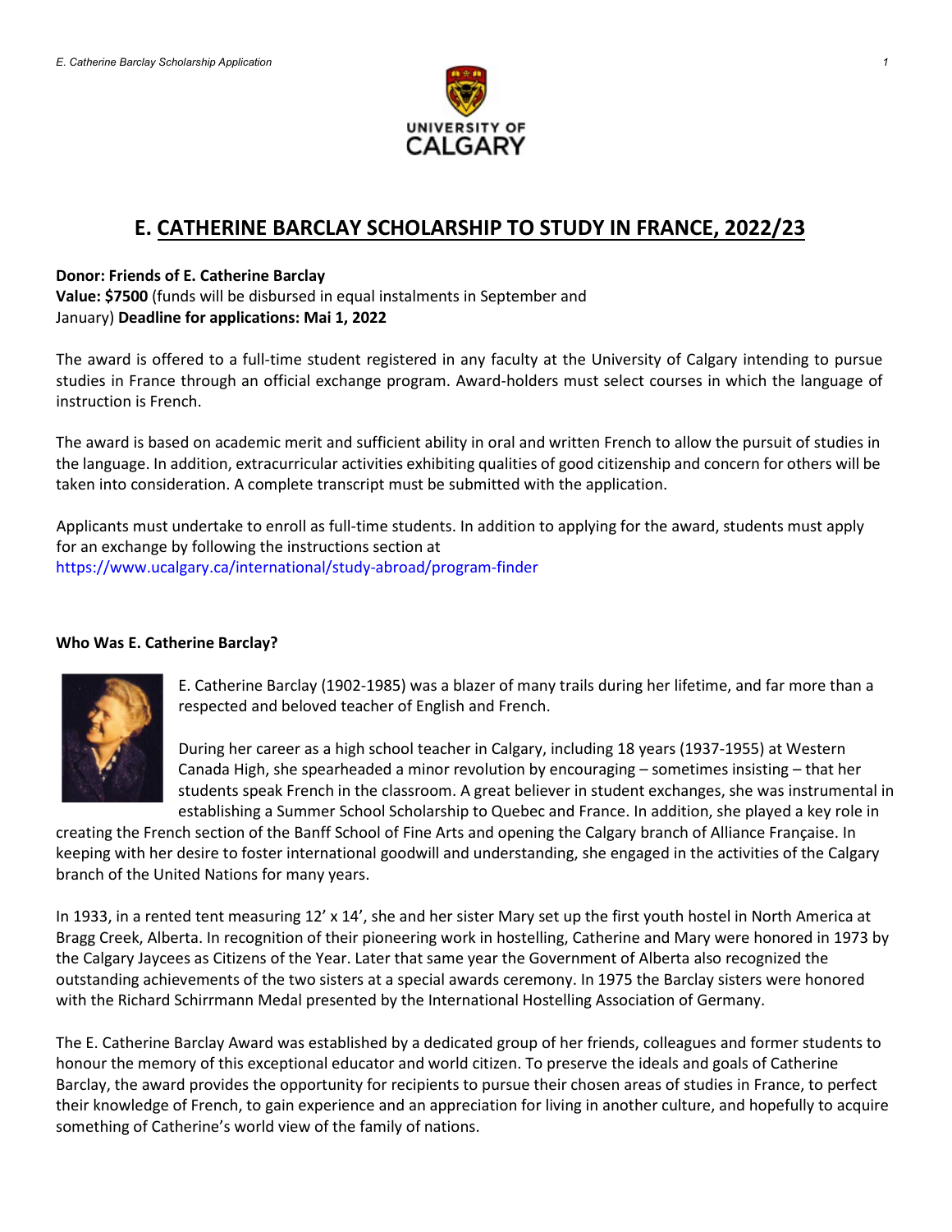UNIVERSITY OF CALGARY

# E. CATHERINE BARCLAY SCHOLARSHIP TO STUDY IN FRANCE, 2022/23

**Donor: Friends of E. Catherine Barclay**
**Value: $7500** (funds will be disbursed in equal instalments in September and January) **Deadline for applications: Mai 1, 2022**

The award is offered to a full-time student registered in any faculty at the University of Calgary intending to pursue studies in France through an official exchange program. Award-holders must select courses in which the language of instruction is French.

The award is based on academic merit and sufficient ability in oral and written French to allow the pursuit of studies in the language. In addition, extracurricular activities exhibiting qualities of good citizenship and concern for others will be taken into consideration. A complete transcript must be submitted with the application.

Applicants must undertake to enroll as full-time students. In addition to applying for the award, students must apply for an exchange by following the instructions section at https://www.ucalgary.ca/international/study-abroad/program-finder

**Who Was E. Catherine Barclay?**

E. Catherine Barclay (1902-1985) was a blazer of many trails during her lifetime, and far more than a respected and beloved teacher of English and French.

During her career as a high school teacher in Calgary, including 18 years (1937-1955) at Western Canada High, she spearheaded a minor revolution by encouraging – sometimes insisting – that her students speak French in the classroom. A great believer in student exchanges, she was instrumental in establishing a Summer School Scholarship to Quebec and France. In addition, she played a key role in creating the French section of the Banff School of Fine Arts and opening the Calgary branch of Alliance Française. In keeping with her desire to foster international goodwill and understanding, she engaged in the activities of the Calgary branch of the United Nations for many years.

In 1933, in a rented tent measuring 12' x 14', she and her sister Mary set up the first youth hostel in North America at Bragg Creek, Alberta. In recognition of their pioneering work in hostelling, Catherine and Mary were honored in 1973 by the Calgary Jaycees as Citizens of the Year. Later that same year the Government of Alberta also recognized the outstanding achievements of the two sisters at a special awards ceremony. In 1975 the Barclay sisters were honored with the Richard Schirrmann Medal presented by the International Hostelling Association of Germany.

The E. Catherine Barclay Award was established by a dedicated group of her friends, colleagues and former students to honour the memory of this exceptional educator and world citizen. To preserve the ideals and goals of Catherine Barclay, the award provides the opportunity for recipients to pursue their chosen areas of studies in France, to perfect their knowledge of French, to gain experience and an appreciation for living in another culture, and hopefully to acquire something of Catherine's world view of the family of nations.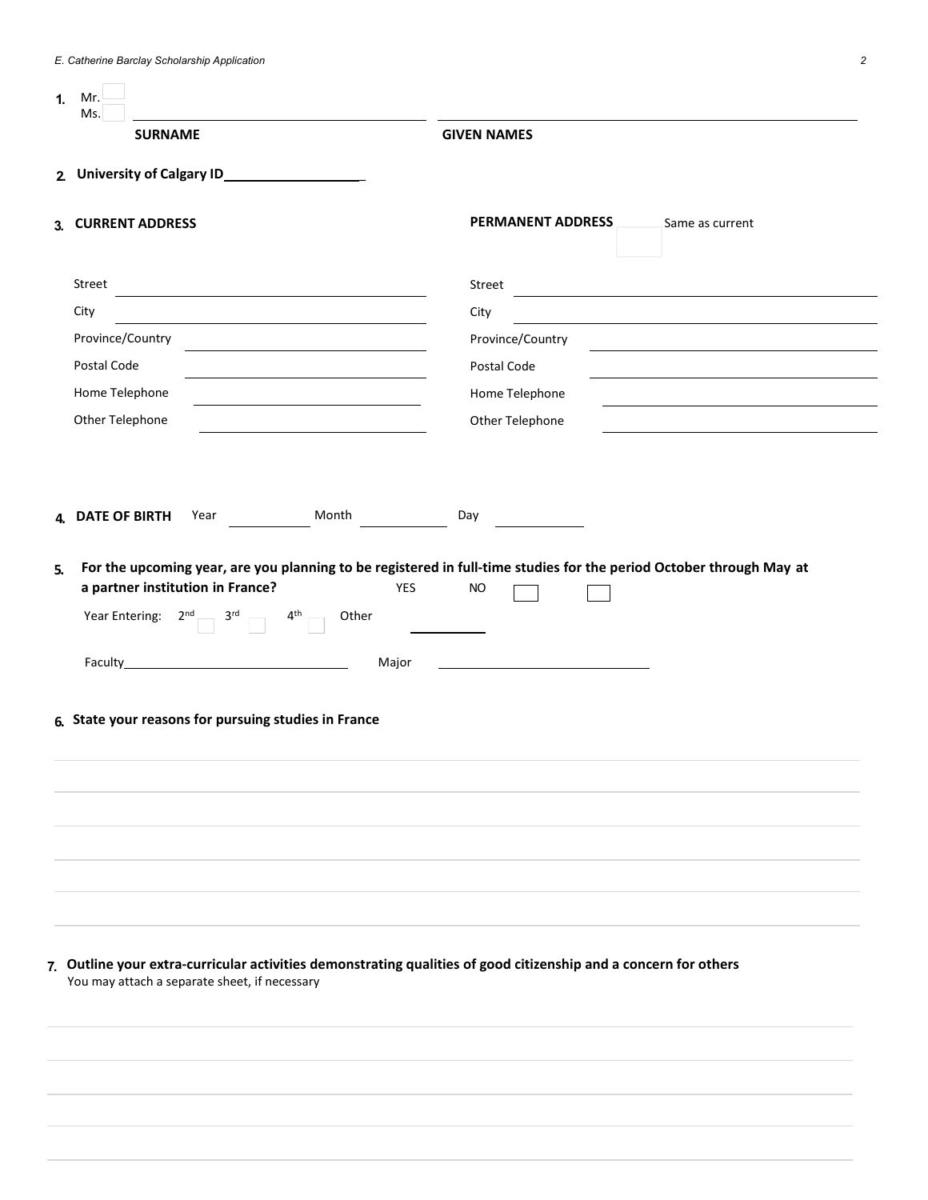1. Mr. ☐
   Ms. ☐

   **SURNAME** ______________________ **GIVEN NAMES** ______________________

2. **University of Calgary ID** ______________________

3. **CURRENT ADDRESS**

   Street ______________________

   City ______________________

   Province/Country ______________________

   Postal Code ______________________

   Home Telephone ______________________

   Other Telephone ______________________

   **PERMANENT ADDRESS** ☐ Same as current

   Street ______________________

   City ______________________

   Province/Country ______________________

   Postal Code ______________________

   Home Telephone ______________________

   Other Telephone ______________________

4. **DATE OF BIRTH** Year __________ Month __________ Day __________

5. **For the upcoming year, are you planning to be registered in full-time studies for the period October through May at a partner institution in France?** YES ☐ NO ☐

   Year Entering: 2nd ☐ 3rd ☐ 4th ☐ Other __________

   Faculty ______________________ Major ______________________

6. **State your reasons for pursuing studies in France**

   ______________________________________________

   ______________________________________________

   ______________________________________________

   ______________________________________________

   ______________________________________________

7. **Outline your extra-curricular activities demonstrating qualities of good citizenship and a concern for others**

   You may attach a separate sheet, if necessary

   ______________________________________________

   ______________________________________________

   ______________________________________________

   ______________________________________________

   ______________________________________________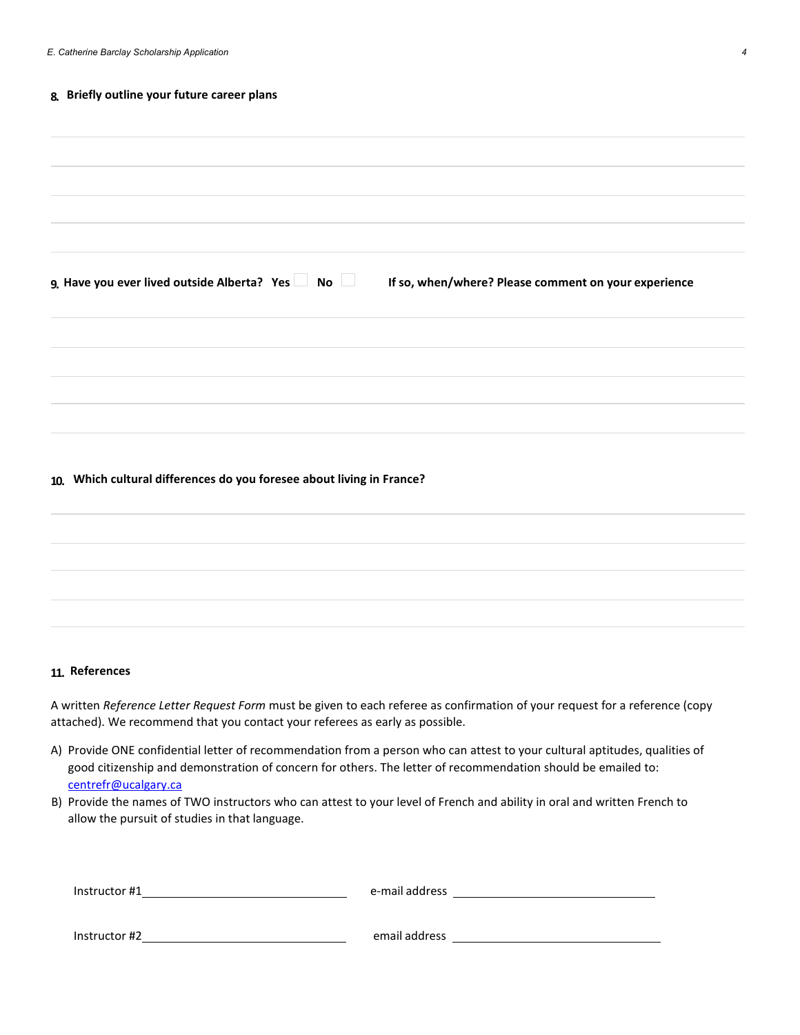**8. Briefly outline your future career plans**

**9. Have you ever lived outside Alberta? Yes ☐ No ☐ If so, when/where? Please comment on your experience**

**10. Which cultural differences do you foresee about living in France?**

**11. References**

A written *Reference Letter Request Form* must be given to each referee as confirmation of your request for a reference (copy attached). We recommend that you contact your referees as early as possible.

A) Provide ONE confidential letter of recommendation from a person who can attest to your cultural aptitudes, qualities of good citizenship and demonstration of concern for others. The letter of recommendation should be emailed to: centrefr@ucalgary.ca

B) Provide the names of TWO instructors who can attest to your level of French and ability in oral and written French to allow the pursuit of studies in that language.

Instructor #1\_\_\_\_\_\_\_\_\_\_\_\_\_\_\_\_\_\_\_\_ e-mail address \_\_\_\_\_\_\_\_\_\_\_\_\_\_\_\_\_\_\_\_

Instructor #2\_\_\_\_\_\_\_\_\_\_\_\_\_\_\_\_\_\_\_\_ email address \_\_\_\_\_\_\_\_\_\_\_\_\_\_\_\_\_\_\_\_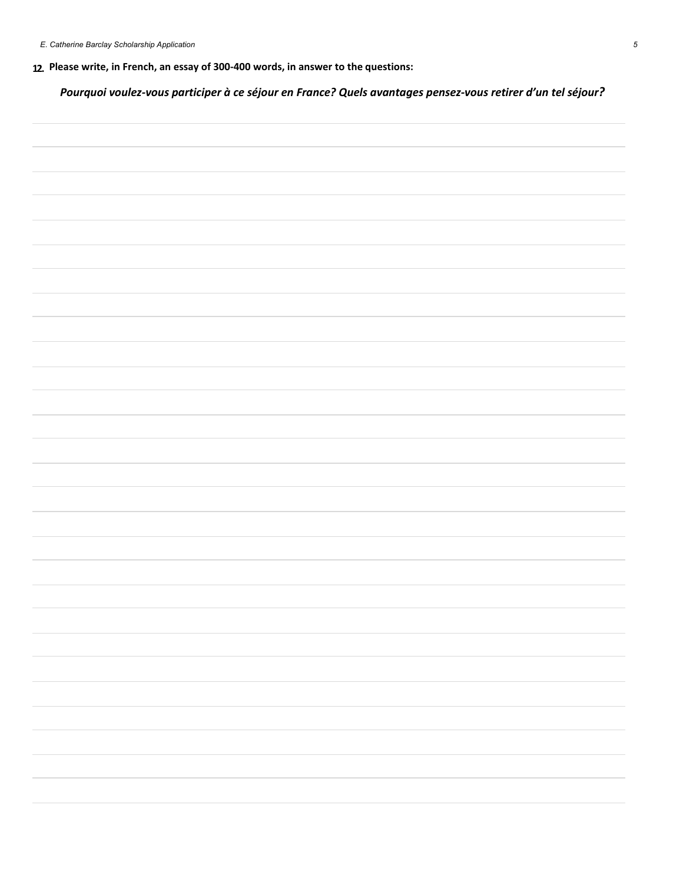**12. Please write, in French, an essay of 300-400 words, in answer to the questions:**

***Pourquoi voulez-vous participer à ce séjour en France? Quels avantages pensez-vous retirer d'un tel séjour?***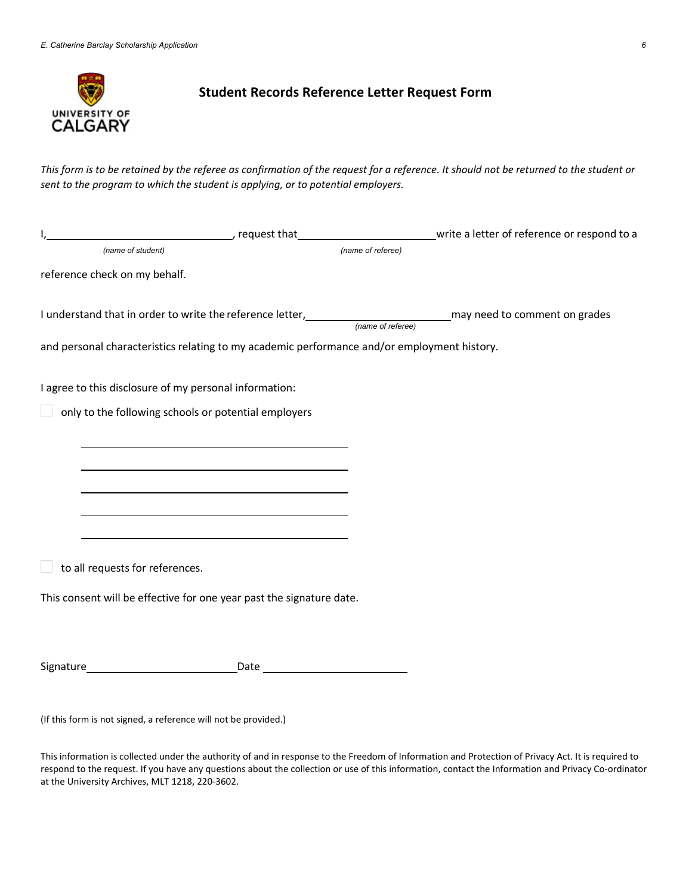## Student Records Reference Letter Request Form

*This form is to be retained by the referee as confirmation of the request for a reference. It should not be returned to the student or sent to the program to which the student is applying, or to potential employers.*

I, ______________________________ *(name of student)*, request that ______________________ *(name of referee)* write a letter of reference or respond to a reference check on my behalf.

I understand that in order to write the reference letter, ________________________ *(name of referee)* may need to comment on grades and personal characteristics relating to my academic performance and/or employment history.

I agree to this disclosure of my personal information:

☐ only to the following schools or potential employers

____________________________________________

____________________________________________

____________________________________________

____________________________________________

____________________________________________

☐ to all requests for references.

This consent will be effective for one year past the signature date.

Signature ________________________ Date ________________________

(If this form is not signed, a reference will not be provided.)

This information is collected under the authority of and in response to the Freedom of Information and Protection of Privacy Act. It is required to respond to the request. If you have any questions about the collection or use of this information, contact the Information and Privacy Co-ordinator at the University Archives, MLT 1218, 220-3602.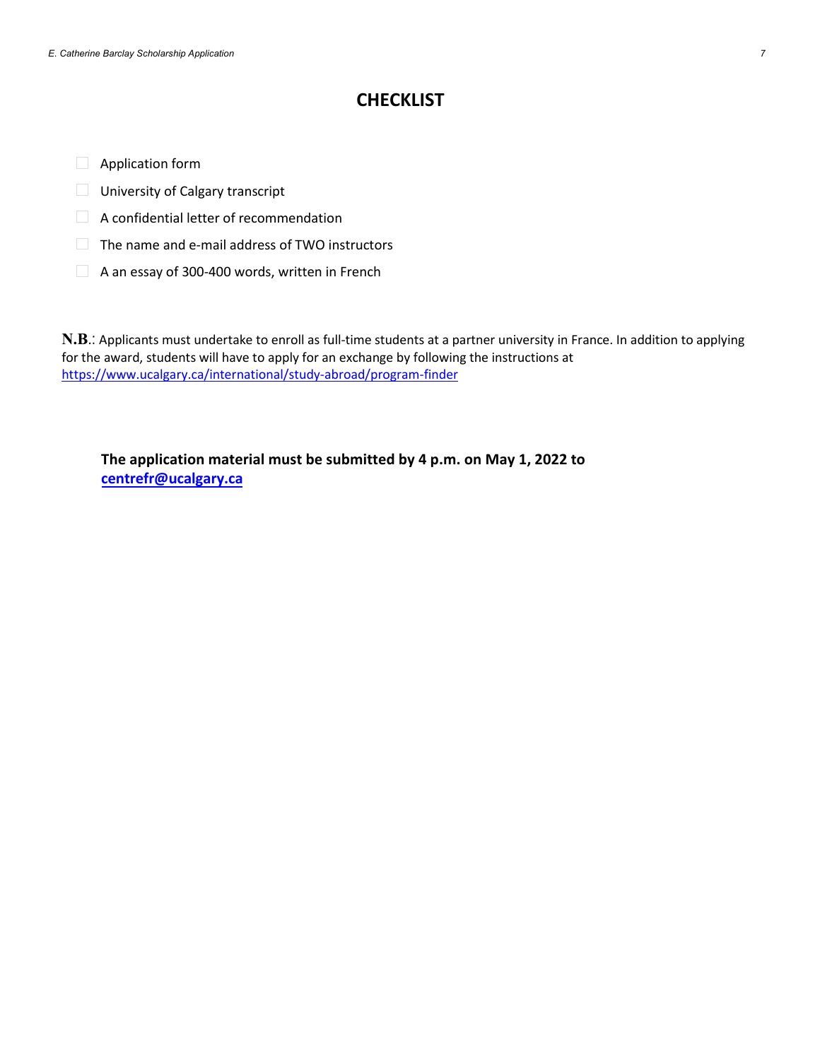# CHECKLIST

- [ ] Application form
- [ ] University of Calgary transcript
- [ ] A confidential letter of recommendation
- [ ] The name and e-mail address of TWO instructors
- [ ] A an essay of 300-400 words, written in French

**N.B**.: Applicants must undertake to enroll as full-time students at a partner university in France. In addition to applying for the award, students will have to apply for an exchange by following the instructions at https://www.ucalgary.ca/international/study-abroad/program-finder

**The application material must be submitted by 4 p.m. on May 1, 2022 to centrefr@ucalgary.ca**